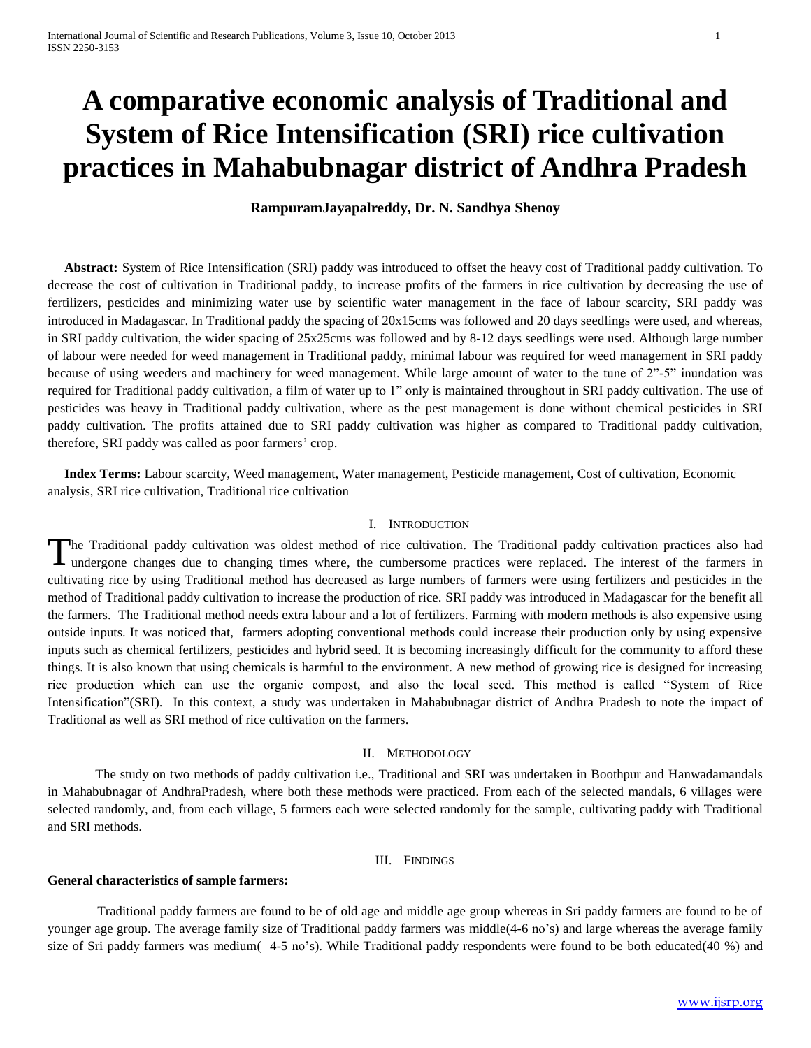# A comparative economic analysis of Traditional and System of Rice Intensification (SRI) rice cultivation practices in Mahabubnagar district of Andhra Pradesh

**RampuramJayapalreddy, Dr. N. Sandhya Shenoy**

**Abstract:** System of Rice Intensification (SRI) paddy was introduced to offset the heavy cost of Traditional paddy cultivation. To decrease the cost of cultivation in Traditional paddy, to increase profits of the farmers in rice cultivation by decreasing the use of fertilizers, pesticides and minimizing water use by scientific water management in the face of labour scarcity, SRI paddy was introduced in Madagascar. In Traditional paddy the spacing of 20x15cms was followed and 20 days seedlings were used, and whereas, in SRI paddy cultivation, the wider spacing of 25x25cms was followed and by 8-12 days seedlings were used. Although large number of labour were needed for weed management in Traditional paddy, minimal labour was required for weed management in SRI paddy because of using weeders and machinery for weed management. While large amount of water to the tune of 2"-5" inundation was required for Traditional paddy cultivation, a film of water up to 1" only is maintained throughout in SRI paddy cultivation. The use of pesticides was heavy in Traditional paddy cultivation, where as the pest management is done without chemical pesticides in SRI paddy cultivation. The profits attained due to SRI paddy cultivation was higher as compared to Traditional paddy cultivation, therefore, SRI paddy was called as poor farmers' crop.

**Index Terms:** Labour scarcity, Weed management, Water management, Pesticide management, Cost of cultivation, Economic analysis, SRI rice cultivation, Traditional rice cultivation

## I. Introduction

The Traditional paddy cultivation was oldest method of rice cultivation. The Traditional paddy cultivation practices also had undergone changes due to changing times where, the cumbersome practices were replaced. The interest of the farmers in cultivating rice by using Traditional method has decreased as large numbers of farmers were using fertilizers and pesticides in the method of Traditional paddy cultivation to increase the production of rice. SRI paddy was introduced in Madagascar for the benefit all the farmers. The Traditional method needs extra labour and a lot of fertilizers. Farming with modern methods is also expensive using outside inputs. It was noticed that, farmers adopting conventional methods could increase their production only by using expensive inputs such as chemical fertilizers, pesticides and hybrid seed. It is becoming increasingly difficult for the community to afford these things. It is also known that using chemicals is harmful to the environment. A new method of growing rice is designed for increasing rice production which can use the organic compost, and also the local seed. This method is called "System of Rice Intensification"(SRI). In this context, a study was undertaken in Mahabubnagar district of Andhra Pradesh to note the impact of Traditional as well as SRI method of rice cultivation on the farmers.

## II. Methodology

The study on two methods of paddy cultivation i.e., Traditional and SRI was undertaken in Boothpur and Hanwadamandals in Mahabubnagar of AndhraPradesh, where both these methods were practiced. From each of the selected mandals, 6 villages were selected randomly, and, from each village, 5 farmers each were selected randomly for the sample, cultivating paddy with Traditional and SRI methods.

## III. Findings

**General characteristics of sample farmers:**

Traditional paddy farmers are found to be of old age and middle age group whereas in Sri paddy farmers are found to be of younger age group. The average family size of Traditional paddy farmers was middle(4-6 no's) and large whereas the average family size of Sri paddy farmers was medium( 4-5 no's). While Traditional paddy respondents were found to be both educated(40 %) and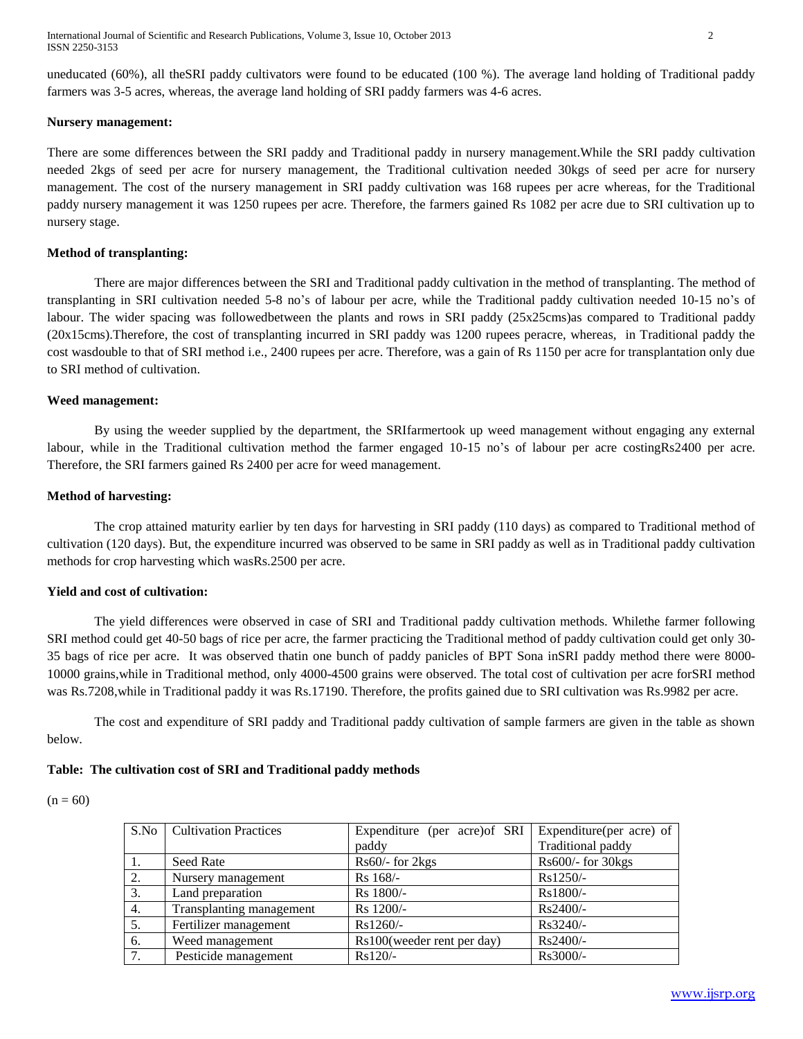uneducated (60%), all theSRI paddy cultivators were found to be educated (100 %). The average land holding of Traditional paddy farmers was 3-5 acres, whereas, the average land holding of SRI paddy farmers was 4-6 acres.

**Nursery management:**

There are some differences between the SRI paddy and Traditional paddy in nursery management.While the SRI paddy cultivation needed 2kgs of seed per acre for nursery management, the Traditional cultivation needed 30kgs of seed per acre for nursery management. The cost of the nursery management in SRI paddy cultivation was 168 rupees per acre whereas, for the Traditional paddy nursery management it was 1250 rupees per acre. Therefore, the farmers gained Rs 1082 per acre due to SRI cultivation up to nursery stage.

**Method of transplanting:**

There are major differences between the SRI and Traditional paddy cultivation in the method of transplanting. The method of transplanting in SRI cultivation needed 5-8 no's of labour per acre, while the Traditional paddy cultivation needed 10-15 no's of labour. The wider spacing was followedbetween the plants and rows in SRI paddy (25x25cms)as compared to Traditional paddy (20x15cms).Therefore, the cost of transplanting incurred in SRI paddy was 1200 rupees peracre, whereas, in Traditional paddy the cost wasdouble to that of SRI method i.e., 2400 rupees per acre. Therefore, was a gain of Rs 1150 per acre for transplantation only due to SRI method of cultivation.

**Weed management:**

By using the weeder supplied by the department, the SRIfarmertook up weed management without engaging any external labour, while in the Traditional cultivation method the farmer engaged 10-15 no's of labour per acre costingRs2400 per acre. Therefore, the SRI farmers gained Rs 2400 per acre for weed management.

**Method of harvesting:**

The crop attained maturity earlier by ten days for harvesting in SRI paddy (110 days) as compared to Traditional method of cultivation (120 days). But, the expenditure incurred was observed to be same in SRI paddy as well as in Traditional paddy cultivation methods for crop harvesting which wasRs.2500 per acre.

**Yield and cost of cultivation:**

The yield differences were observed in case of SRI and Traditional paddy cultivation methods. Whilethe farmer following SRI method could get 40-50 bags of rice per acre, the farmer practicing the Traditional method of paddy cultivation could get only 30-35 bags of rice per acre. It was observed thatin one bunch of paddy panicles of BPT Sona inSRI paddy method there were 8000-10000 grains,while in Traditional method, only 4000-4500 grains were observed. The total cost of cultivation per acre forSRI method was Rs.7208,while in Traditional paddy it was Rs.17190. Therefore, the profits gained due to SRI cultivation was Rs.9982 per acre.

The cost and expenditure of SRI paddy and Traditional paddy cultivation of sample farmers are given in the table as shown below.

**Table: The cultivation cost of SRI and Traditional paddy methods**

(n = 60)

| S.No | Cultivation Practices | Expenditure (per acre)of SRI paddy | Expenditure(per acre) of Traditional paddy |
|---|---|---|---|
| 1. | Seed Rate | Rs60/- for 2kgs | Rs600/- for 30kgs |
| 2. | Nursery management | Rs 168/- | Rs1250/- |
| 3. | Land preparation | Rs 1800/- | Rs1800/- |
| 4. | Transplanting management | Rs 1200/- | Rs2400/- |
| 5. | Fertilizer management | Rs1260/- | Rs3240/- |
| 6. | Weed management | Rs100(weeder rent per day) | Rs2400/- |
| 7. | Pesticide management | Rs120/- | Rs3000/- |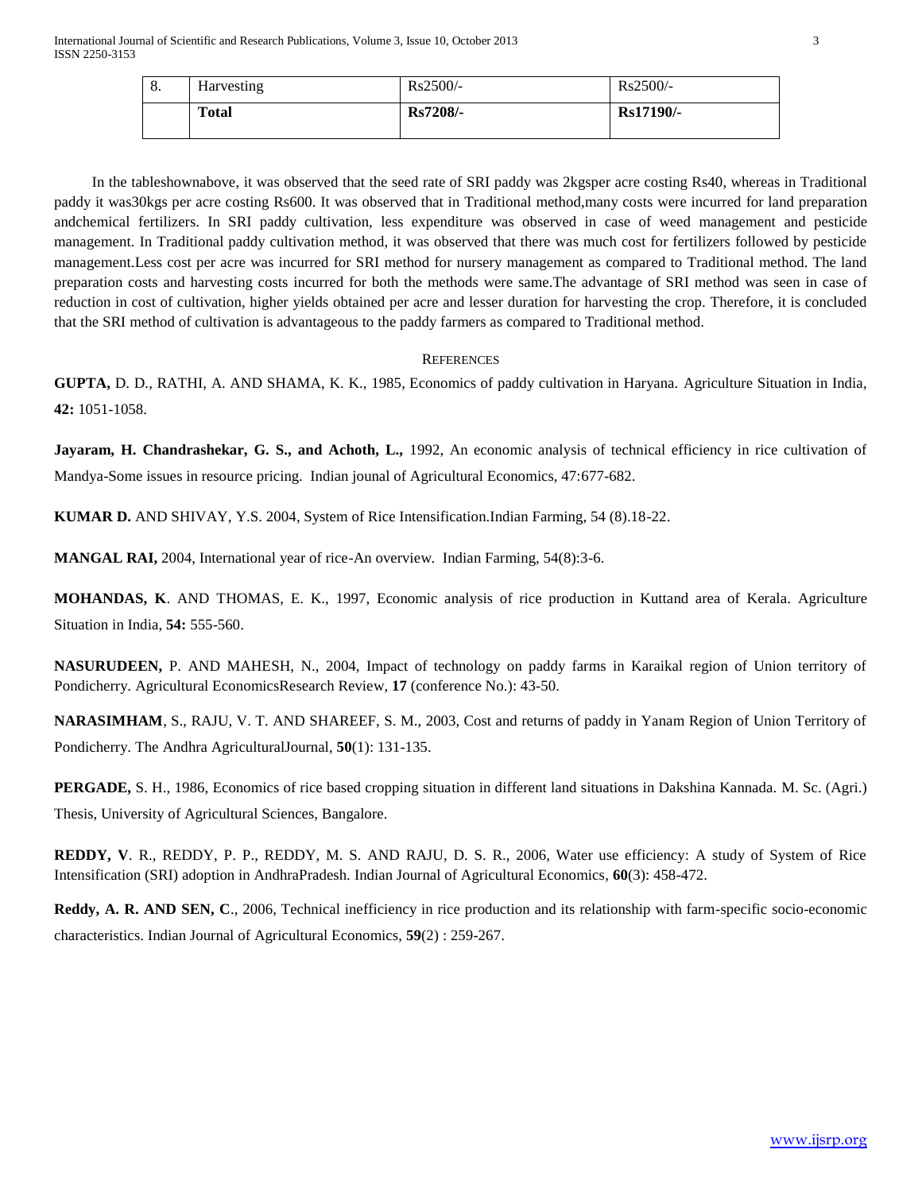| | | | |
|---|---|---|---|
| 8. | Harvesting | Rs2500/- | Rs2500/- |
| | **Total** | **Rs7208/-** | **Rs17190/-** |

In the tableshownabove, it was observed that the seed rate of SRI paddy was 2kgsper acre costing Rs40, whereas in Traditional paddy it was30kgs per acre costing Rs600. It was observed that in Traditional method,many costs were incurred for land preparation andchemical fertilizers. In SRI paddy cultivation, less expenditure was observed in case of weed management and pesticide management. In Traditional paddy cultivation method, it was observed that there was much cost for fertilizers followed by pesticide management.Less cost per acre was incurred for SRI method for nursery management as compared to Traditional method. The land preparation costs and harvesting costs incurred for both the methods were same.The advantage of SRI method was seen in case of reduction in cost of cultivation, higher yields obtained per acre and lesser duration for harvesting the crop. Therefore, it is concluded that the SRI method of cultivation is advantageous to the paddy farmers as compared to Traditional method.

## References

**GUPTA,** D. D., RATHI, A. AND SHAMA, K. K., 1985, Economics of paddy cultivation in Haryana. Agriculture Situation in India, **42:** 1051-1058.

**Jayaram, H. Chandrashekar, G. S., and Achoth, L.,** 1992, An economic analysis of technical efficiency in rice cultivation of Mandya-Some issues in resource pricing. Indian jounal of Agricultural Economics, 47:677-682.

**KUMAR D.** AND SHIVAY, Y.S. 2004, System of Rice Intensification.Indian Farming, 54 (8).18-22.

**MANGAL RAI,** 2004, International year of rice-An overview. Indian Farming, 54(8):3-6.

**MOHANDAS, K**. AND THOMAS, E. K., 1997, Economic analysis of rice production in Kuttand area of Kerala. Agriculture Situation in India, **54:** 555-560.

**NASURUDEEN,** P. AND MAHESH, N., 2004, Impact of technology on paddy farms in Karaikal region of Union territory of Pondicherry. Agricultural EconomicsResearch Review, **17** (conference No.): 43-50.

**NARASIMHAM**, S., RAJU, V. T. AND SHAREEF, S. M., 2003, Cost and returns of paddy in Yanam Region of Union Territory of Pondicherry. The Andhra AgriculturalJournal, **50**(1): 131-135.

**PERGADE,** S. H., 1986, Economics of rice based cropping situation in different land situations in Dakshina Kannada. M. Sc. (Agri.) Thesis, University of Agricultural Sciences, Bangalore.

**REDDY, V**. R., REDDY, P. P., REDDY, M. S. AND RAJU, D. S. R., 2006, Water use efficiency: A study of System of Rice Intensification (SRI) adoption in AndhraPradesh. Indian Journal of Agricultural Economics, **60**(3): 458-472.

**Reddy, A. R. AND SEN, C**., 2006, Technical inefficiency in rice production and its relationship with farm-specific socio-economic characteristics. Indian Journal of Agricultural Economics, **59**(2) : 259-267.